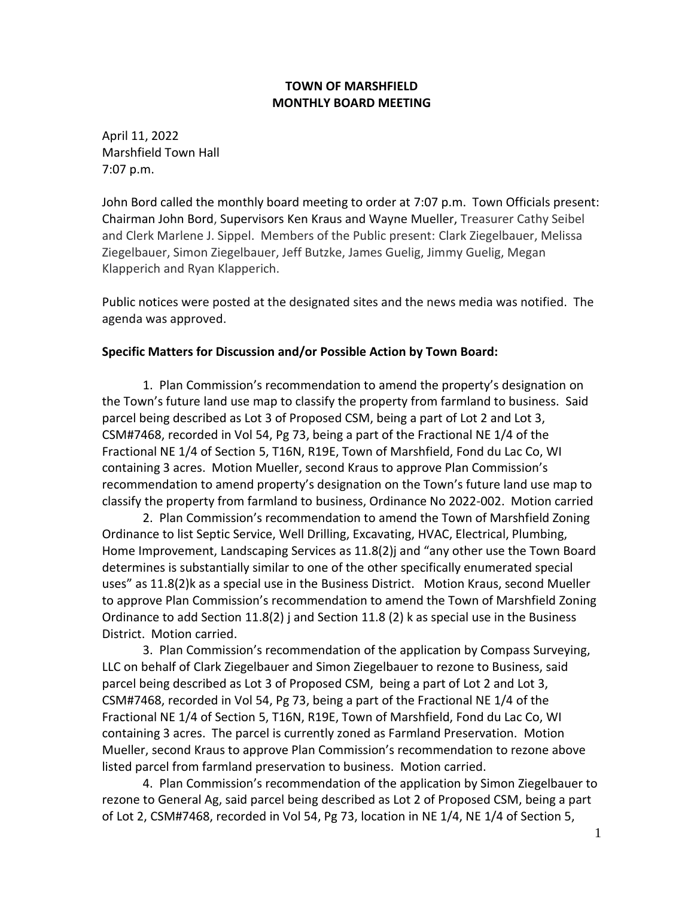**TOWN OF MARSHFIELD**
**MONTHLY BOARD MEETING**

April 11, 2022
Marshfield Town Hall
7:07 p.m.

John Bord called the monthly board meeting to order at 7:07 p.m. Town Officials present: Chairman John Bord, Supervisors Ken Kraus and Wayne Mueller, Treasurer Cathy Seibel and Clerk Marlene J. Sippel. Members of the Public present: Clark Ziegelbauer, Melissa Ziegelbauer, Simon Ziegelbauer, Jeff Butzke, James Guelig, Jimmy Guelig, Megan Klapperich and Ryan Klapperich.

Public notices were posted at the designated sites and the news media was notified. The agenda was approved.

**Specific Matters for Discussion and/or Possible Action by Town Board:**

1. Plan Commission's recommendation to amend the property's designation on the Town's future land use map to classify the property from farmland to business. Said parcel being described as Lot 3 of Proposed CSM, being a part of Lot 2 and Lot 3, CSM#7468, recorded in Vol 54, Pg 73, being a part of the Fractional NE 1/4 of the Fractional NE 1/4 of Section 5, T16N, R19E, Town of Marshfield, Fond du Lac Co, WI containing 3 acres. Motion Mueller, second Kraus to approve Plan Commission's recommendation to amend property's designation on the Town's future land use map to classify the property from farmland to business, Ordinance No 2022-002. Motion carried

2. Plan Commission's recommendation to amend the Town of Marshfield Zoning Ordinance to list Septic Service, Well Drilling, Excavating, HVAC, Electrical, Plumbing, Home Improvement, Landscaping Services as 11.8(2)j and "any other use the Town Board determines is substantially similar to one of the other specifically enumerated special uses" as 11.8(2)k as a special use in the Business District. Motion Kraus, second Mueller to approve Plan Commission's recommendation to amend the Town of Marshfield Zoning Ordinance to add Section 11.8(2) j and Section 11.8 (2) k as special use in the Business District. Motion carried.

3. Plan Commission's recommendation of the application by Compass Surveying, LLC on behalf of Clark Ziegelbauer and Simon Ziegelbauer to rezone to Business, said parcel being described as Lot 3 of Proposed CSM, being a part of Lot 2 and Lot 3, CSM#7468, recorded in Vol 54, Pg 73, being a part of the Fractional NE 1/4 of the Fractional NE 1/4 of Section 5, T16N, R19E, Town of Marshfield, Fond du Lac Co, WI containing 3 acres. The parcel is currently zoned as Farmland Preservation. Motion Mueller, second Kraus to approve Plan Commission's recommendation to rezone above listed parcel from farmland preservation to business. Motion carried.

4. Plan Commission's recommendation of the application by Simon Ziegelbauer to rezone to General Ag, said parcel being described as Lot 2 of Proposed CSM, being a part of Lot 2, CSM#7468, recorded in Vol 54, Pg 73, location in NE 1/4, NE 1/4 of Section 5,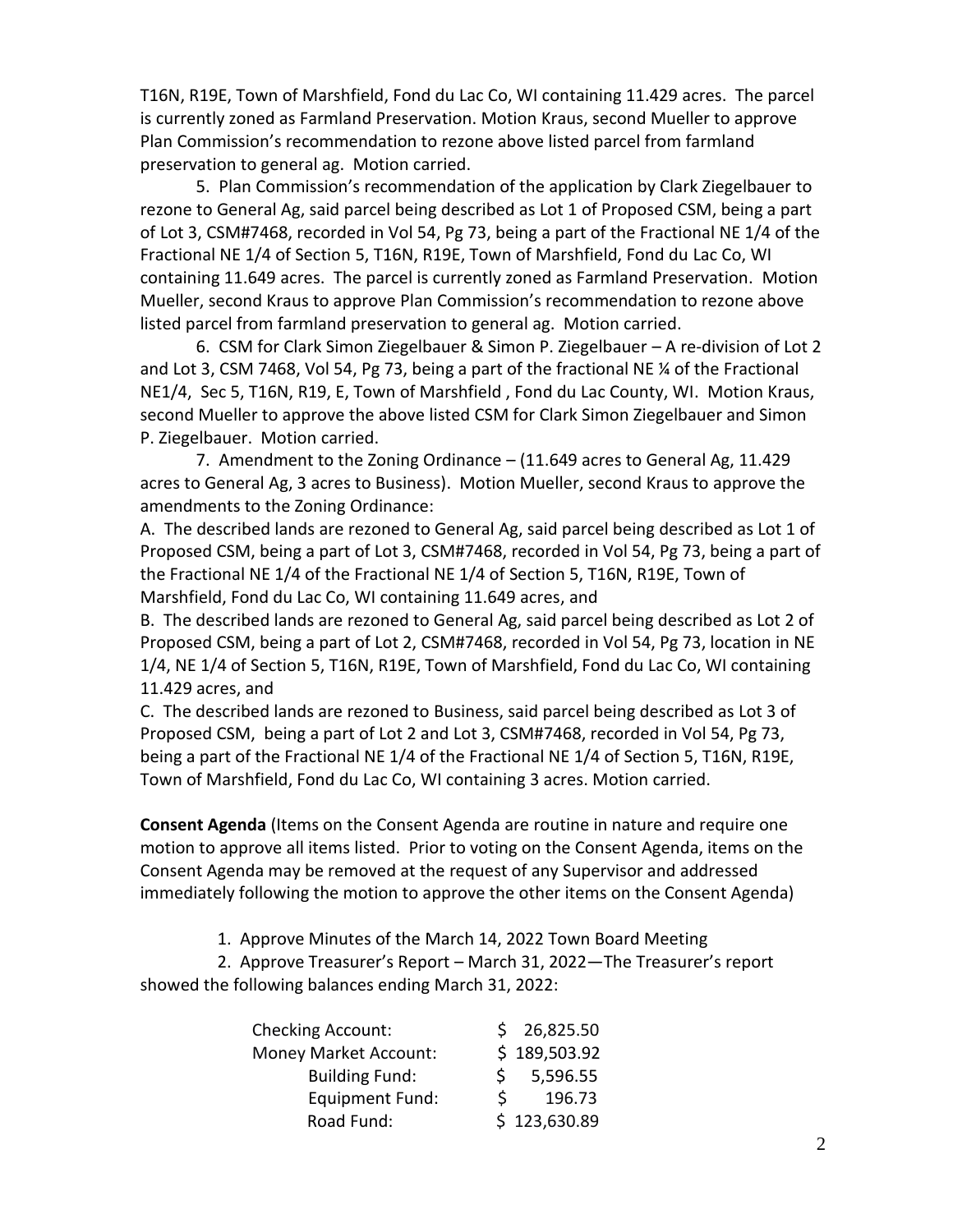T16N, R19E, Town of Marshfield, Fond du Lac Co, WI containing 11.429 acres. The parcel is currently zoned as Farmland Preservation. Motion Kraus, second Mueller to approve Plan Commission's recommendation to rezone above listed parcel from farmland preservation to general ag. Motion carried.

5. Plan Commission's recommendation of the application by Clark Ziegelbauer to rezone to General Ag, said parcel being described as Lot 1 of Proposed CSM, being a part of Lot 3, CSM#7468, recorded in Vol 54, Pg 73, being a part of the Fractional NE 1/4 of the Fractional NE 1/4 of Section 5, T16N, R19E, Town of Marshfield, Fond du Lac Co, WI containing 11.649 acres. The parcel is currently zoned as Farmland Preservation. Motion Mueller, second Kraus to approve Plan Commission's recommendation to rezone above listed parcel from farmland preservation to general ag. Motion carried.

6. CSM for Clark Simon Ziegelbauer & Simon P. Ziegelbauer – A re-division of Lot 2 and Lot 3, CSM 7468, Vol 54, Pg 73, being a part of the fractional NE ¼ of the Fractional NE1/4, Sec 5, T16N, R19, E, Town of Marshfield , Fond du Lac County, WI. Motion Kraus, second Mueller to approve the above listed CSM for Clark Simon Ziegelbauer and Simon P. Ziegelbauer. Motion carried.

7. Amendment to the Zoning Ordinance – (11.649 acres to General Ag, 11.429 acres to General Ag, 3 acres to Business). Motion Mueller, second Kraus to approve the amendments to the Zoning Ordinance:

A. The described lands are rezoned to General Ag, said parcel being described as Lot 1 of Proposed CSM, being a part of Lot 3, CSM#7468, recorded in Vol 54, Pg 73, being a part of the Fractional NE 1/4 of the Fractional NE 1/4 of Section 5, T16N, R19E, Town of Marshfield, Fond du Lac Co, WI containing 11.649 acres, and

B. The described lands are rezoned to General Ag, said parcel being described as Lot 2 of Proposed CSM, being a part of Lot 2, CSM#7468, recorded in Vol 54, Pg 73, location in NE 1/4, NE 1/4 of Section 5, T16N, R19E, Town of Marshfield, Fond du Lac Co, WI containing 11.429 acres, and

C. The described lands are rezoned to Business, said parcel being described as Lot 3 of Proposed CSM, being a part of Lot 2 and Lot 3, CSM#7468, recorded in Vol 54, Pg 73, being a part of the Fractional NE 1/4 of the Fractional NE 1/4 of Section 5, T16N, R19E, Town of Marshfield, Fond du Lac Co, WI containing 3 acres. Motion carried.

**Consent Agenda** (Items on the Consent Agenda are routine in nature and require one motion to approve all items listed. Prior to voting on the Consent Agenda, items on the Consent Agenda may be removed at the request of any Supervisor and addressed immediately following the motion to approve the other items on the Consent Agenda)

1. Approve Minutes of the March 14, 2022 Town Board Meeting
2. Approve Treasurer's Report – March 31, 2022—The Treasurer's report showed the following balances ending March 31, 2022:

| | |
|---|---|
| Checking Account: | $ 26,825.50 |
| Money Market Account: | $ 189,503.92 |
| Building Fund: | $ 5,596.55 |
| Equipment Fund: | $ 196.73 |
| Road Fund: | $ 123,630.89 |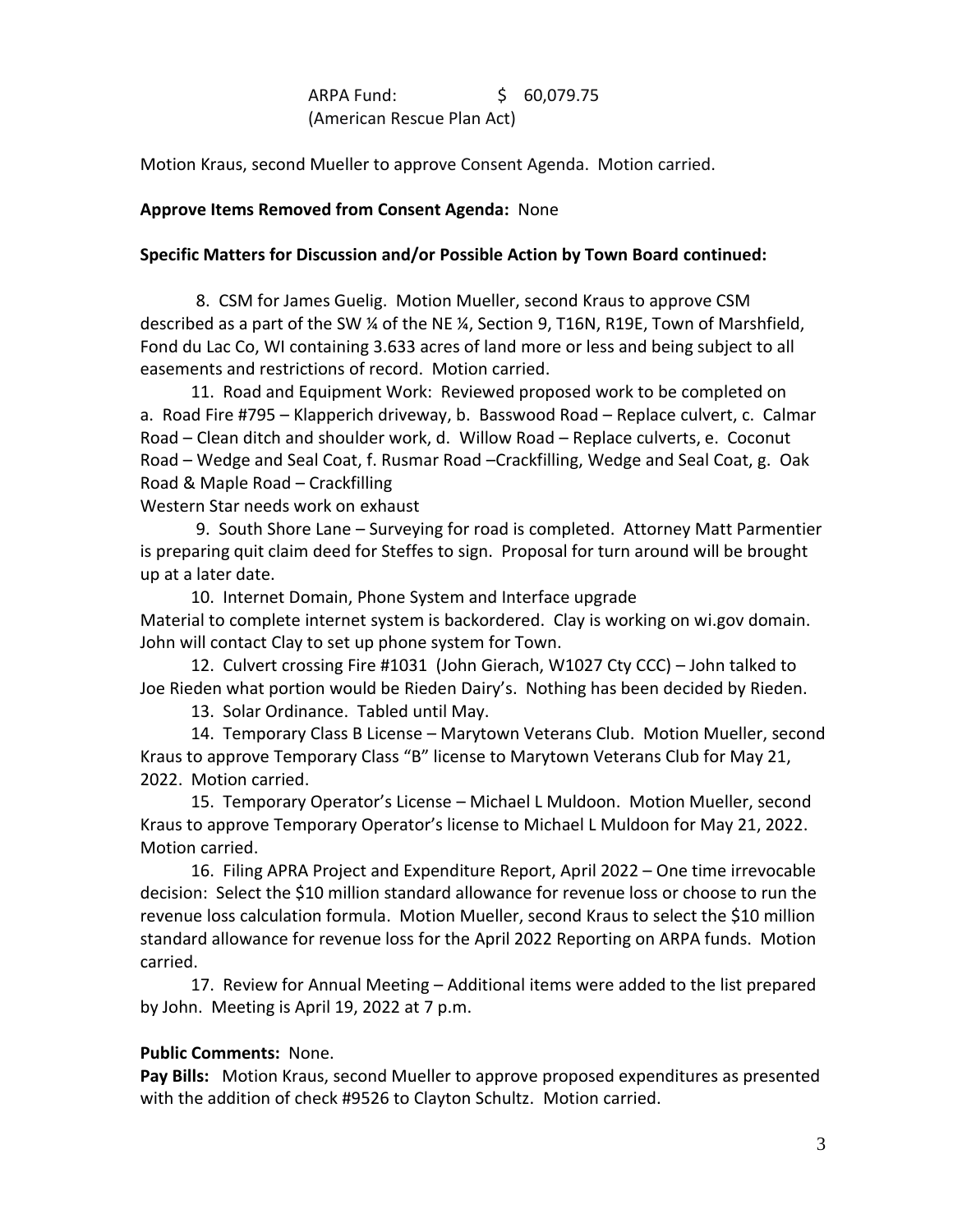ARPA Fund: $ 60,079.75
(American Rescue Plan Act)

Motion Kraus, second Mueller to approve Consent Agenda. Motion carried.

**Approve Items Removed from Consent Agenda:** None

**Specific Matters for Discussion and/or Possible Action by Town Board continued:**

8. CSM for James Guelig. Motion Mueller, second Kraus to approve CSM described as a part of the SW ¼ of the NE ¼, Section 9, T16N, R19E, Town of Marshfield, Fond du Lac Co, WI containing 3.633 acres of land more or less and being subject to all easements and restrictions of record. Motion carried.

11. Road and Equipment Work: Reviewed proposed work to be completed on a. Road Fire #795 – Klapperich driveway, b. Basswood Road – Replace culvert, c. Calmar Road – Clean ditch and shoulder work, d. Willow Road – Replace culverts, e. Coconut Road – Wedge and Seal Coat, f. Rusmar Road –Crackfilling, Wedge and Seal Coat, g. Oak Road & Maple Road – Crackfilling

Western Star needs work on exhaust

9. South Shore Lane – Surveying for road is completed. Attorney Matt Parmentier is preparing quit claim deed for Steffes to sign. Proposal for turn around will be brought up at a later date.

10. Internet Domain, Phone System and Interface upgrade

Material to complete internet system is backordered. Clay is working on wi.gov domain. John will contact Clay to set up phone system for Town.

12. Culvert crossing Fire #1031 (John Gierach, W1027 Cty CCC) – John talked to Joe Rieden what portion would be Rieden Dairy's. Nothing has been decided by Rieden.

13. Solar Ordinance. Tabled until May.

14. Temporary Class B License – Marytown Veterans Club. Motion Mueller, second Kraus to approve Temporary Class "B" license to Marytown Veterans Club for May 21, 2022. Motion carried.

15. Temporary Operator's License – Michael L Muldoon. Motion Mueller, second Kraus to approve Temporary Operator's license to Michael L Muldoon for May 21, 2022. Motion carried.

16. Filing APRA Project and Expenditure Report, April 2022 – One time irrevocable decision: Select the $10 million standard allowance for revenue loss or choose to run the revenue loss calculation formula. Motion Mueller, second Kraus to select the $10 million standard allowance for revenue loss for the April 2022 Reporting on ARPA funds. Motion carried.

17. Review for Annual Meeting – Additional items were added to the list prepared by John. Meeting is April 19, 2022 at 7 p.m.

**Public Comments:** None.

**Pay Bills:** Motion Kraus, second Mueller to approve proposed expenditures as presented with the addition of check #9526 to Clayton Schultz. Motion carried.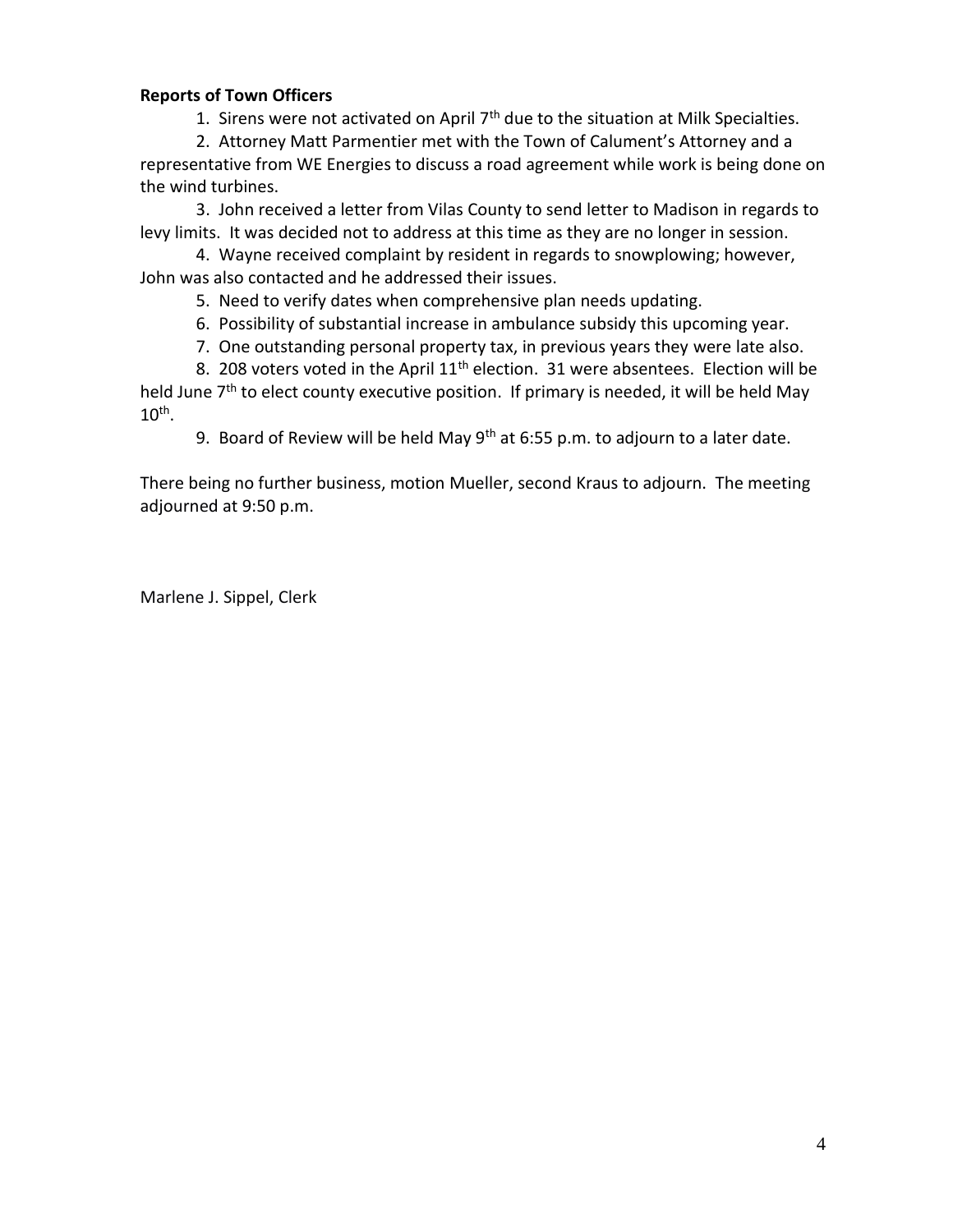**Reports of Town Officers**

1. Sirens were not activated on April 7th due to the situation at Milk Specialties.
2. Attorney Matt Parmentier met with the Town of Calument's Attorney and a representative from WE Energies to discuss a road agreement while work is being done on the wind turbines.
3. John received a letter from Vilas County to send letter to Madison in regards to levy limits. It was decided not to address at this time as they are no longer in session.
4. Wayne received complaint by resident in regards to snowplowing; however, John was also contacted and he addressed their issues.
5. Need to verify dates when comprehensive plan needs updating.
6. Possibility of substantial increase in ambulance subsidy this upcoming year.
7. One outstanding personal property tax, in previous years they were late also.
8. 208 voters voted in the April 11th election. 31 were absentees. Election will be held June 7th to elect county executive position. If primary is needed, it will be held May 10th.
9. Board of Review will be held May 9th at 6:55 p.m. to adjourn to a later date.

There being no further business, motion Mueller, second Kraus to adjourn. The meeting adjourned at 9:50 p.m.

Marlene J. Sippel, Clerk